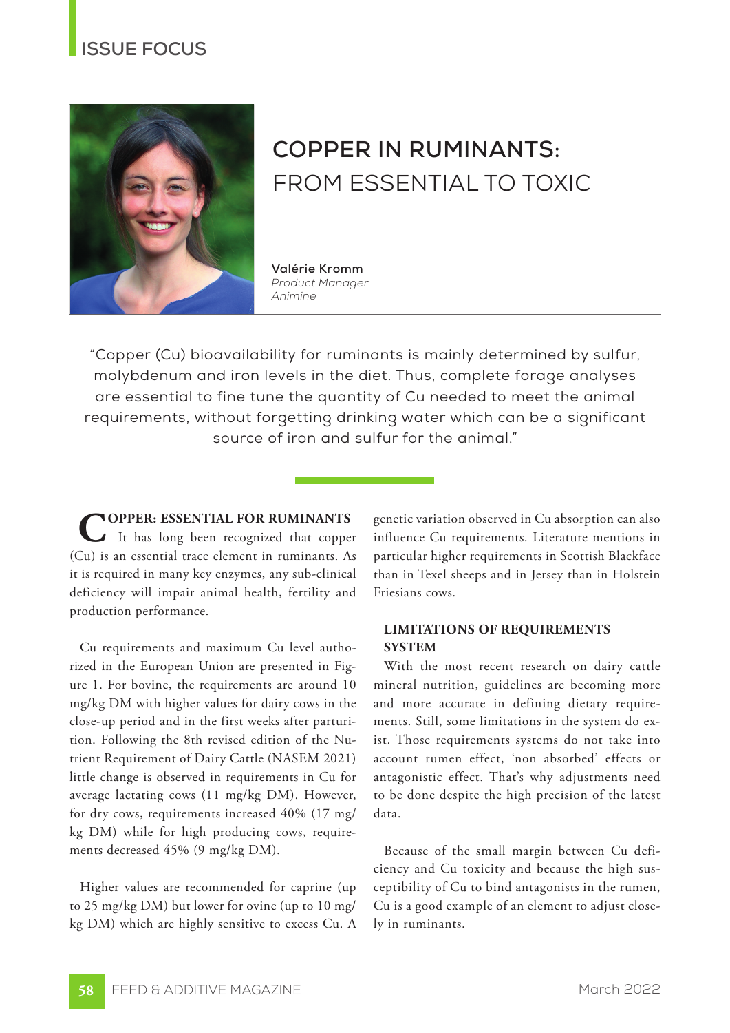ISSUE FOCUS

# COPPER IN RUMINANTS: FROM ESSENTIAL TO TOXIC

**Valérie Kromm**
*Product Manager*
*Animine*

"Copper (Cu) bioavailability for ruminants is mainly determined by sulfur, molybdenum and iron levels in the diet. Thus, complete forage analyses are essential to fine tune the quantity of Cu needed to meet the animal requirements, without forgetting drinking water which can be a significant source of iron and sulfur for the animal."

## COPPER: ESSENTIAL FOR RUMINANTS

It has long been recognized that copper (Cu) is an essential trace element in ruminants. As it is required in many key enzymes, any sub-clinical deficiency will impair animal health, fertility and production performance.

Cu requirements and maximum Cu level authorized in the European Union are presented in Figure 1. For bovine, the requirements are around 10 mg/kg DM with higher values for dairy cows in the close-up period and in the first weeks after parturition. Following the 8th revised edition of the Nutrient Requirement of Dairy Cattle (NASEM 2021) little change is observed in requirements in Cu for average lactating cows (11 mg/kg DM). However, for dry cows, requirements increased 40% (17 mg/kg DM) while for high producing cows, requirements decreased 45% (9 mg/kg DM).

Higher values are recommended for caprine (up to 25 mg/kg DM) but lower for ovine (up to 10 mg/kg DM) which are highly sensitive to excess Cu. A genetic variation observed in Cu absorption can also influence Cu requirements. Literature mentions in particular higher requirements in Scottish Blackface than in Texel sheeps and in Jersey than in Holstein Friesians cows.

## LIMITATIONS OF REQUIREMENTS SYSTEM

With the most recent research on dairy cattle mineral nutrition, guidelines are becoming more and more accurate in defining dietary requirements. Still, some limitations in the system do exist. Those requirements systems do not take into account rumen effect, 'non absorbed' effects or antagonistic effect. That's why adjustments need to be done despite the high precision of the latest data.

Because of the small margin between Cu deficiency and Cu toxicity and because the high susceptibility of Cu to bind antagonists in the rumen, Cu is a good example of an element to adjust closely in ruminants.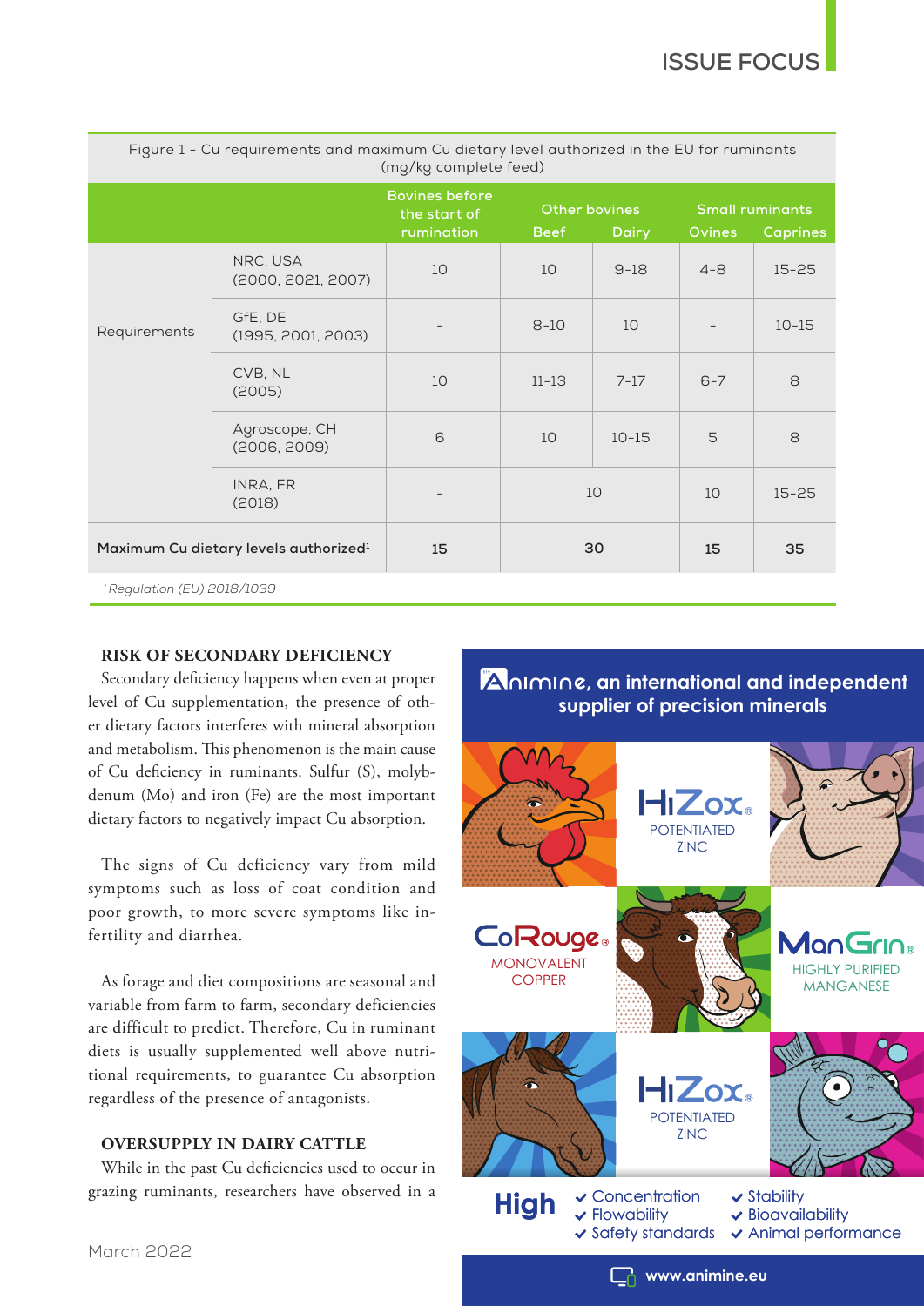Figure 1 - Cu requirements and maximum Cu dietary level authorized in the EU for ruminants (mg/kg complete feed)

| | | Bovines before the start of rumination | Other bovines | | Small ruminants | |
|---|---|---|---|---|---|---|
| | | | Beef | Dairy | Ovines | Caprines |
| Requirements | NRC, USA (2000, 2021, 2007) | 10 | 10 | 9-18 | 4-8 | 15-25 |
| | GfE, DE (1995, 2001, 2003) | - | 8-10 | 10 | - | 10-15 |
| | CVB, NL (2005) | 10 | 11-13 | 7-17 | 6-7 | 8 |
| | Agroscope, CH (2006, 2009) | 6 | 10 | 10-15 | 5 | 8 |
| | INRA, FR (2018) | - | 10 | | 10 | 15-25 |
| **Maximum Cu dietary levels authorized[1]** | | **15** | **30** | | **15** | **35** |

[1] *Regulation (EU) 2018/1039*

### RISK OF SECONDARY DEFICIENCY

Secondary deficiency happens when even at proper level of Cu supplementation, the presence of other dietary factors interferes with mineral absorption and metabolism. This phenomenon is the main cause of Cu deficiency in ruminants. Sulfur (S), molybdenum (Mo) and iron (Fe) are the most important dietary factors to negatively impact Cu absorption.

The signs of Cu deficiency vary from mild symptoms such as loss of coat condition and poor growth, to more severe symptoms like infertility and diarrhea.

As forage and diet compositions are seasonal and variable from farm to farm, secondary deficiencies are difficult to predict. Therefore, Cu in ruminant diets is usually supplemented well above nutritional requirements, to guarantee Cu absorption regardless of the presence of antagonists.

### OVERSUPPLY IN DAIRY CATTLE

While in the past Cu deficiencies used to occur in grazing ruminants, researchers have observed in a

**Animine, an international and independent supplier of precision minerals**

HiZox® POTENTIATED ZINC

CoRouge® MONOVALENT COPPER

ManGrin® HIGHLY PURIFIED MANGANESE

HiZox® POTENTIATED ZINC

**High** ✔ Concentration ✔ Flowability ✔ Safety standards ✔ Stability ✔ Bioavailability ✔ Animal performance

www.animine.eu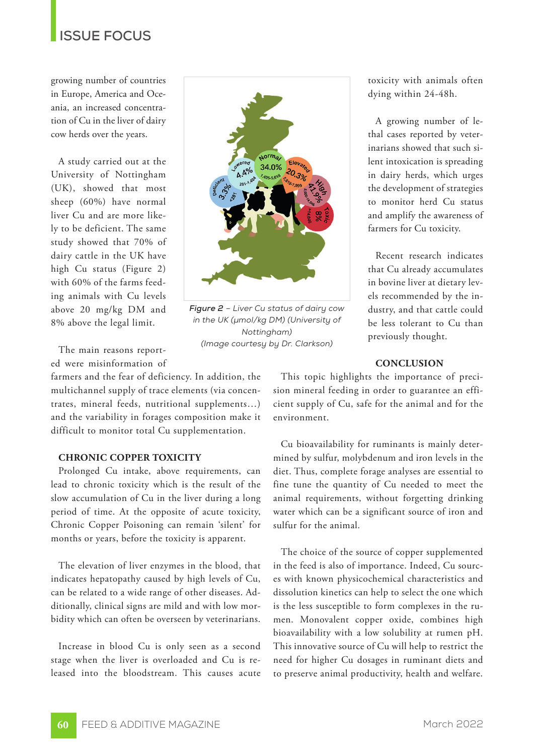growing number of countries in Europe, America and Oceania, an increased concentration of Cu in the liver of dairy cow herds over the years.

A study carried out at the University of Nottingham (UK), showed that most sheep (60%) have normal liver Cu and are more likely to be deficient. The same study showed that 70% of dairy cattle in the UK have high Cu status (Figure 2) with 60% of the farms feeding animals with Cu levels above 20 mg/kg DM and 8% above the legal limit.

Deficient 3.3% <281

Lowered 4.4% 281-1,404

Normal 34.0% 1,405-5,618

Elevated 20.3% 5,619-7,999

High 41.9% 8,000-14,066

Toxic 8% >14,066

*Figure 2* – Liver Cu status of dairy cow in the UK (μmol/kg DM) (University of Nottingham) (Image courtesy by Dr. Clarkson)

The main reasons reported were misinformation of farmers and the fear of deficiency. In addition, the multichannel supply of trace elements (via concentrates, mineral feeds, nutritional supplements…) and the variability in forages composition make it difficult to monitor total Cu supplementation.

### CHRONIC COPPER TOXICITY

Prolonged Cu intake, above requirements, can lead to chronic toxicity which is the result of the slow accumulation of Cu in the liver during a long period of time. At the opposite of acute toxicity, Chronic Copper Poisoning can remain 'silent' for months or years, before the toxicity is apparent.

The elevation of liver enzymes in the blood, that indicates hepatopathy caused by high levels of Cu, can be related to a wide range of other diseases. Additionally, clinical signs are mild and with low morbidity which can often be overseen by veterinarians.

Increase in blood Cu is only seen as a second stage when the liver is overloaded and Cu is released into the bloodstream. This causes acute toxicity with animals often dying within 24-48h.

A growing number of lethal cases reported by veterinarians showed that such silent intoxication is spreading in dairy herds, which urges the development of strategies to monitor herd Cu status and amplify the awareness of farmers for Cu toxicity.

Recent research indicates that Cu already accumulates in bovine liver at dietary levels recommended by the industry, and that cattle could be less tolerant to Cu than previously thought.

### CONCLUSION

This topic highlights the importance of precision mineral feeding in order to guarantee an efficient supply of Cu, safe for the animal and for the environment.

Cu bioavailability for ruminants is mainly determined by sulfur, molybdenum and iron levels in the diet. Thus, complete forage analyses are essential to fine tune the quantity of Cu needed to meet the animal requirements, without forgetting drinking water which can be a significant source of iron and sulfur for the animal.

The choice of the source of copper supplemented in the feed is also of importance. Indeed, Cu sources with known physicochemical characteristics and dissolution kinetics can help to select the one which is the less susceptible to form complexes in the rumen. Monovalent copper oxide, combines high bioavailability with a low solubility at rumen pH. This innovative source of Cu will help to restrict the need for higher Cu dosages in ruminant diets and to preserve animal productivity, health and welfare.